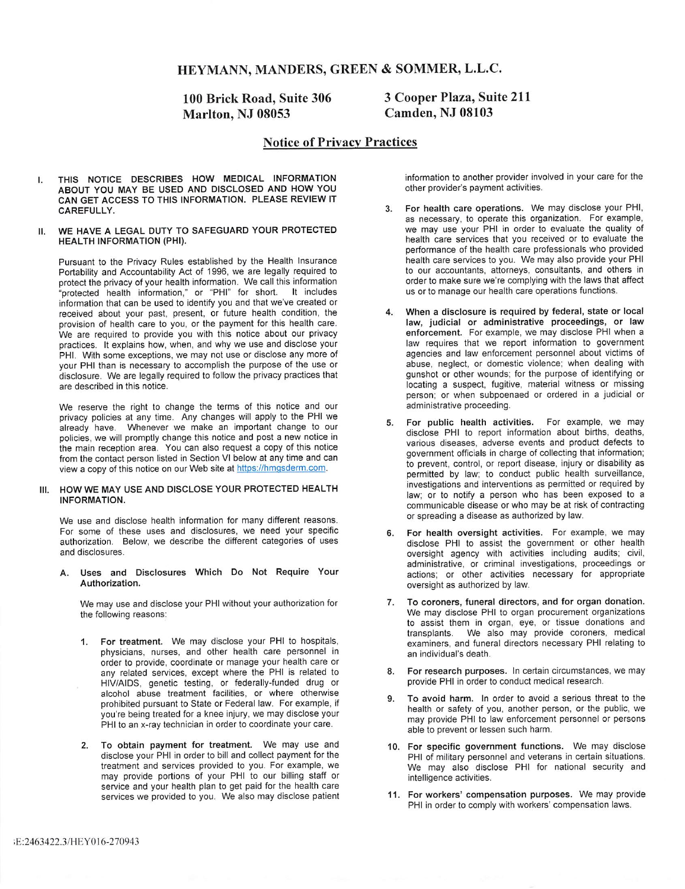# HEYMANN, MANDERS, GREEN & SOMMER, L.L.C.

**100 Brick Road, Suite 306**
**Marlton, NJ 08053**

**3 Cooper Plaza, Suite 211**
**Camden, NJ 08103**

## Notice of Privacy Practices

**I. THIS NOTICE DESCRIBES HOW MEDICAL INFORMATION ABOUT YOU MAY BE USED AND DISCLOSED AND HOW YOU CAN GET ACCESS TO THIS INFORMATION. PLEASE REVIEW IT CAREFULLY.**

**II. WE HAVE A LEGAL DUTY TO SAFEGUARD YOUR PROTECTED HEALTH INFORMATION (PHI).**

Pursuant to the Privacy Rules established by the Health Insurance Portability and Accountability Act of 1996, we are legally required to protect the privacy of your health information. We call this information "protected health information," or "PHI" for short. It includes information that can be used to identify you and that we've created or received about your past, present, or future health condition, the provision of health care to you, or the payment for this health care. We are required to provide you with this notice about our privacy practices. It explains how, when, and why we use and disclose your PHI. With some exceptions, we may not use or disclose any more of your PHI than is necessary to accomplish the purpose of the use or disclosure. We are legally required to follow the privacy practices that are described in this notice.

We reserve the right to change the terms of this notice and our privacy policies at any time. Any changes will apply to the PHI we already have. Whenever we make an important change to our policies, we will promptly change this notice and post a new notice in the main reception area. You can also request a copy of this notice from the contact person listed in Section VI below at any time and can view a copy of this notice on our Web site at https://hmgsderm.com.

**III. HOW WE MAY USE AND DISCLOSE YOUR PROTECTED HEALTH INFORMATION.**

We use and disclose health information for many different reasons. For some of these uses and disclosures, we need your specific authorization. Below, we describe the different categories of uses and disclosures.

**A. Uses and Disclosures Which Do Not Require Your Authorization.**

We may use and disclose your PHI without your authorization for the following reasons:

1. **For treatment.** We may disclose your PHI to hospitals, physicians, nurses, and other health care personnel in order to provide, coordinate or manage your health care or any related services, except where the PHI is related to HIV/AIDS, genetic testing, or federally-funded drug or alcohol abuse treatment facilities, or where otherwise prohibited pursuant to State or Federal law. For example, if you're being treated for a knee injury, we may disclose your PHI to an x-ray technician in order to coordinate your care.

2. **To obtain payment for treatment.** We may use and disclose your PHI in order to bill and collect payment for the treatment and services provided to you. For example, we may provide portions of your PHI to our billing staff or service and your health plan to get paid for the health care services we provided to you. We also may disclose patient information to another provider involved in your care for the other provider's payment activities.

3. **For health care operations.** We may disclose your PHI, as necessary, to operate this organization. For example, we may use your PHI in order to evaluate the quality of health care services that you received or to evaluate the performance of the health care professionals who provided health care services to you. We may also provide your PHI to our accountants, attorneys, consultants, and others in order to make sure we're complying with the laws that affect us or to manage our health care operations functions.

4. **When a disclosure is required by federal, state or local law, judicial or administrative proceedings, or law enforcement.** For example, we may disclose PHI when a law requires that we report information to government agencies and law enforcement personnel about victims of abuse, neglect, or domestic violence; when dealing with gunshot or other wounds; for the purpose of identifying or locating a suspect, fugitive, material witness or missing person; or when subpoenaed or ordered in a judicial or administrative proceeding.

5. **For public health activities.** For example, we may disclose PHI to report information about births, deaths, various diseases, adverse events and product defects to government officials in charge of collecting that information; to prevent, control, or report disease, injury or disability as permitted by law; to conduct public health surveillance, investigations and interventions as permitted or required by law; or to notify a person who has been exposed to a communicable disease or who may be at risk of contracting or spreading a disease as authorized by law.

6. **For health oversight activities.** For example, we may disclose PHI to assist the government or other health oversight agency with activities including audits; civil, administrative, or criminal investigations, proceedings or actions; or other activities necessary for appropriate oversight as authorized by law.

7. **To coroners, funeral directors, and for organ donation.** We may disclose PHI to organ procurement organizations to assist them in organ, eye, or tissue donations and transplants. We also may provide coroners, medical examiners, and funeral directors necessary PHI relating to an individual's death.

8. **For research purposes.** In certain circumstances, we may provide PHI in order to conduct medical research.

9. **To avoid harm.** In order to avoid a serious threat to the health or safety of you, another person, or the public, we may provide PHI to law enforcement personnel or persons able to prevent or lessen such harm.

10. **For specific government functions.** We may disclose PHI of military personnel and veterans in certain situations. We may also disclose PHI for national security and intelligence activities.

11. **For workers' compensation purposes.** We may provide PHI in order to comply with workers' compensation laws.

;E:2463422.3/HEY016-270943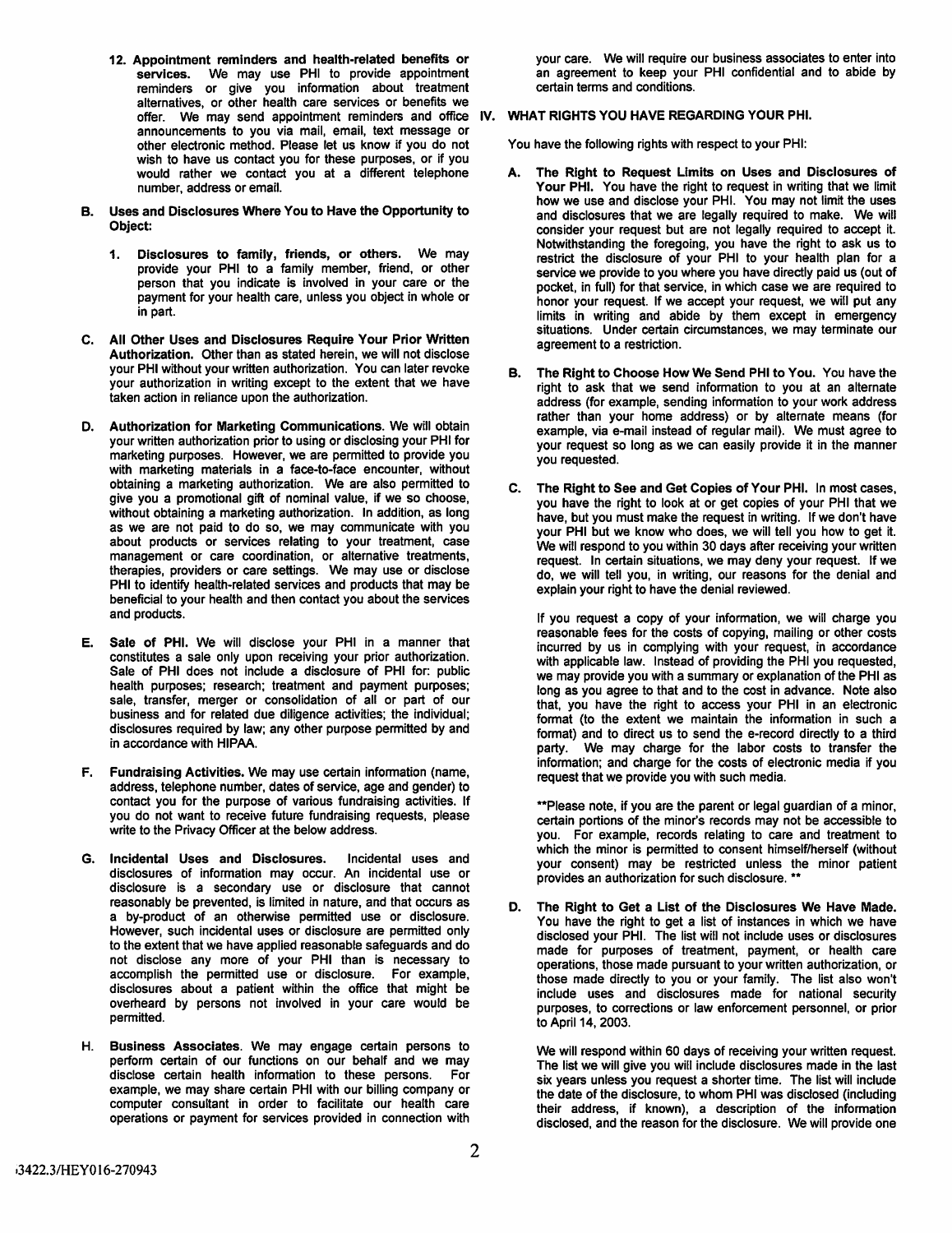12. **Appointment reminders and health-related benefits or services.** We may use PHI to provide appointment reminders or give you information about treatment alternatives, or other health care services or benefits we offer. We may send appointment reminders and office announcements to you via mail, email, text message or other electronic method. Please let us know if you do not wish to have us contact you for these purposes, or if you would rather we contact you at a different telephone number, address or email.

**B. Uses and Disclosures Where You to Have the Opportunity to Object:**

1. **Disclosures to family, friends, or others.** We may provide your PHI to a family member, friend, or other person that you indicate is involved in your care or the payment for your health care, unless you object in whole or in part.

**C. All Other Uses and Disclosures Require Your Prior Written Authorization.** Other than as stated herein, we will not disclose your PHI without your written authorization. You can later revoke your authorization in writing except to the extent that we have taken action in reliance upon the authorization.

**D. Authorization for Marketing Communications.** We will obtain your written authorization prior to using or disclosing your PHI for marketing purposes. However, we are permitted to provide you with marketing materials in a face-to-face encounter, without obtaining a marketing authorization. We are also permitted to give you a promotional gift of nominal value, if we so choose, without obtaining a marketing authorization. In addition, as long as we are not paid to do so, we may communicate with you about products or services relating to your treatment, case management or care coordination, or alternative treatments, therapies, providers or care settings. We may use or disclose PHI to identify health-related services and products that may be beneficial to your health and then contact you about the services and products.

**E. Sale of PHI.** We will disclose your PHI in a manner that constitutes a sale only upon receiving your prior authorization. Sale of PHI does not include a disclosure of PHI for: public health purposes; research; treatment and payment purposes; sale, transfer, merger or consolidation of all or part of our business and for related due diligence activities; the individual; disclosures required by law; any other purpose permitted by and in accordance with HIPAA.

**F. Fundraising Activities.** We may use certain information (name, address, telephone number, dates of service, age and gender) to contact you for the purpose of various fundraising activities. If you do not want to receive future fundraising requests, please write to the Privacy Officer at the below address.

**G. Incidental Uses and Disclosures.** Incidental uses and disclosures of information may occur. An incidental use or disclosure is a secondary use or disclosure that cannot reasonably be prevented, is limited in nature, and that occurs as a by-product of an otherwise permitted use or disclosure. However, such incidental uses or disclosure are permitted only to the extent that we have applied reasonable safeguards and do not disclose any more of your PHI than is necessary to accomplish the permitted use or disclosure. For example, disclosures about a patient within the office that might be overheard by persons not involved in your care would be permitted.

**H. Business Associates.** We may engage certain persons to perform certain of our functions on our behalf and we may disclose certain health information to these persons. For example, we may share certain PHI with our billing company or computer consultant in order to facilitate our health care operations or payment for services provided in connection with your care. We will require our business associates to enter into an agreement to keep your PHI confidential and to abide by certain terms and conditions.

## IV. WHAT RIGHTS YOU HAVE REGARDING YOUR PHI.

You have the following rights with respect to your PHI:

**A. The Right to Request Limits on Uses and Disclosures of Your PHI.** You have the right to request in writing that we limit how we use and disclose your PHI. You may not limit the uses and disclosures that we are legally required to make. We will consider your request but are not legally required to accept it. Notwithstanding the foregoing, you have the right to ask us to restrict the disclosure of your PHI to your health plan for a service we provide to you where you have directly paid us (out of pocket, in full) for that service, in which case we are required to honor your request. If we accept your request, we will put any limits in writing and abide by them except in emergency situations. Under certain circumstances, we may terminate our agreement to a restriction.

**B. The Right to Choose How We Send PHI to You.** You have the right to ask that we send information to you at an alternate address (for example, sending information to your work address rather than your home address) or by alternate means (for example, via e-mail instead of regular mail). We must agree to your request so long as we can easily provide it in the manner you requested.

**C. The Right to See and Get Copies of Your PHI.** In most cases, you have the right to look at or get copies of your PHI that we have, but you must make the request in writing. If we don't have your PHI but we know who does, we will tell you how to get it. We will respond to you within 30 days after receiving your written request. In certain situations, we may deny your request. If we do, we will tell you, in writing, our reasons for the denial and explain your right to have the denial reviewed.

If you request a copy of your information, we will charge you reasonable fees for the costs of copying, mailing or other costs incurred by us in complying with your request, in accordance with applicable law. Instead of providing the PHI you requested, we may provide you with a summary or explanation of the PHI as long as you agree to that and to the cost in advance. Note also that, you have the right to access your PHI in an electronic format (to the extent we maintain the information in such a format) and to direct us to send the e-record directly to a third party. We may charge for the labor costs to transfer the information; and charge for the costs of electronic media if you request that we provide you with such media.

**Please note, if you are the parent or legal guardian of a minor, certain portions of the minor's records may not be accessible to you. For example, records relating to care and treatment to which the minor is permitted to consent himself/herself (without your consent) may be restricted unless the minor patient provides an authorization for such disclosure. **

**D. The Right to Get a List of the Disclosures We Have Made.** You have the right to get a list of instances in which we have disclosed your PHI. The list will not include uses or disclosures made for purposes of treatment, payment, or health care operations, those made pursuant to your written authorization, or those made directly to you or your family. The list also won't include uses and disclosures made for national security purposes, to corrections or law enforcement personnel, or prior to April 14, 2003.

We will respond within 60 days of receiving your written request. The list we will give you will include disclosures made in the last six years unless you request a shorter time. The list will include the date of the disclosure, to whom PHI was disclosed (including their address, if known), a description of the information disclosed, and the reason for the disclosure. We will provide one

3422.3/HEY016-270943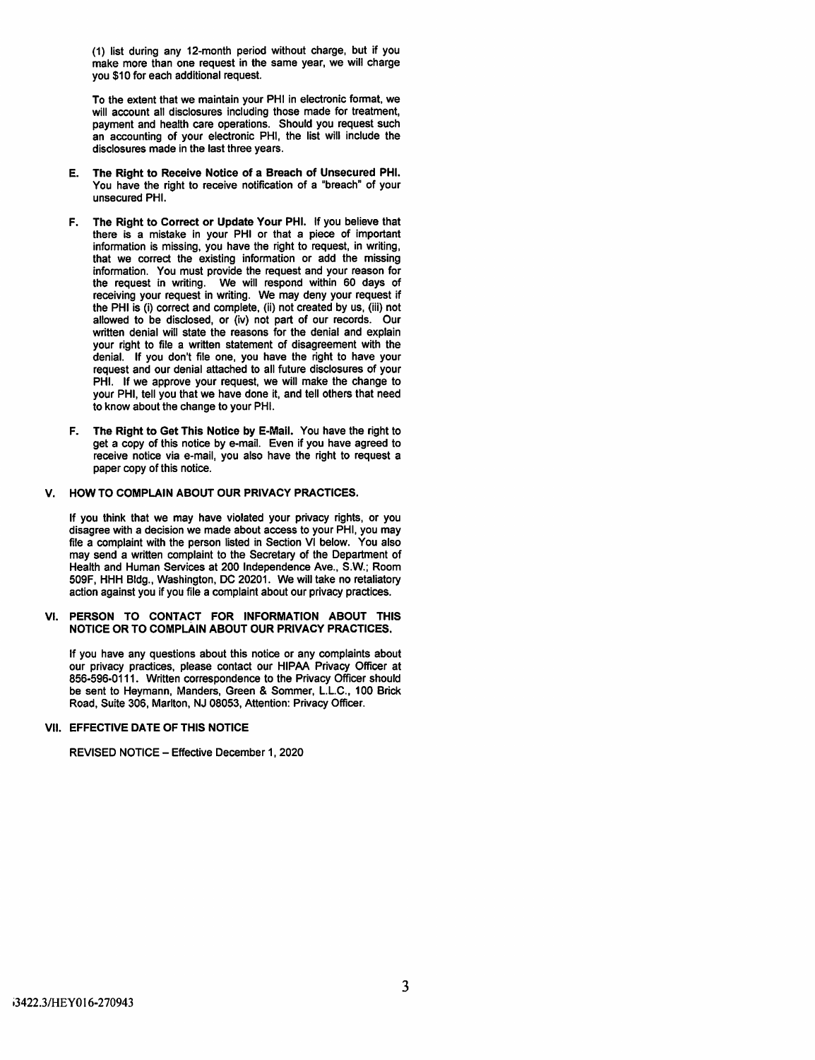(1) list during any 12-month period without charge, but if you make more than one request in the same year, we will charge you $10 for each additional request.

To the extent that we maintain your PHI in electronic format, we will account all disclosures including those made for treatment, payment and health care operations. Should you request such an accounting of your electronic PHI, the list will include the disclosures made in the last three years.

**E. The Right to Receive Notice of a Breach of Unsecured PHI.** You have the right to receive notification of a "breach" of your unsecured PHI.

**F. The Right to Correct or Update Your PHI.** If you believe that there is a mistake in your PHI or that a piece of important information is missing, you have the right to request, in writing, that we correct the existing information or add the missing information. You must provide the request and your reason for the request in writing. We will respond within 60 days of receiving your request in writing. We may deny your request if the PHI is (i) correct and complete, (ii) not created by us, (iii) not allowed to be disclosed, or (iv) not part of our records. Our written denial will state the reasons for the denial and explain your right to file a written statement of disagreement with the denial. If you don't file one, you have the right to have your request and our denial attached to all future disclosures of your PHI. If we approve your request, we will make the change to your PHI, tell you that we have done it, and tell others that need to know about the change to your PHI.

**F. The Right to Get This Notice by E-Mail.** You have the right to get a copy of this notice by e-mail. Even if you have agreed to receive notice via e-mail, you also have the right to request a paper copy of this notice.

## V. HOW TO COMPLAIN ABOUT OUR PRIVACY PRACTICES.

If you think that we may have violated your privacy rights, or you disagree with a decision we made about access to your PHI, you may file a complaint with the person listed in Section VI below. You also may send a written complaint to the Secretary of the Department of Health and Human Services at 200 Independence Ave., S.W.; Room 509F, HHH Bldg., Washington, DC 20201. We will take no retaliatory action against you if you file a complaint about our privacy practices.

## VI. PERSON TO CONTACT FOR INFORMATION ABOUT THIS NOTICE OR TO COMPLAIN ABOUT OUR PRIVACY PRACTICES.

If you have any questions about this notice or any complaints about our privacy practices, please contact our HIPAA Privacy Officer at 856-596-0111. Written correspondence to the Privacy Officer should be sent to Heymann, Manders, Green & Sommer, L.L.C., 100 Brick Road, Suite 306, Marlton, NJ 08053, Attention: Privacy Officer.

## VII. EFFECTIVE DATE OF THIS NOTICE

REVISED NOTICE – Effective December 1, 2020

i3422.3/HEY016-270943